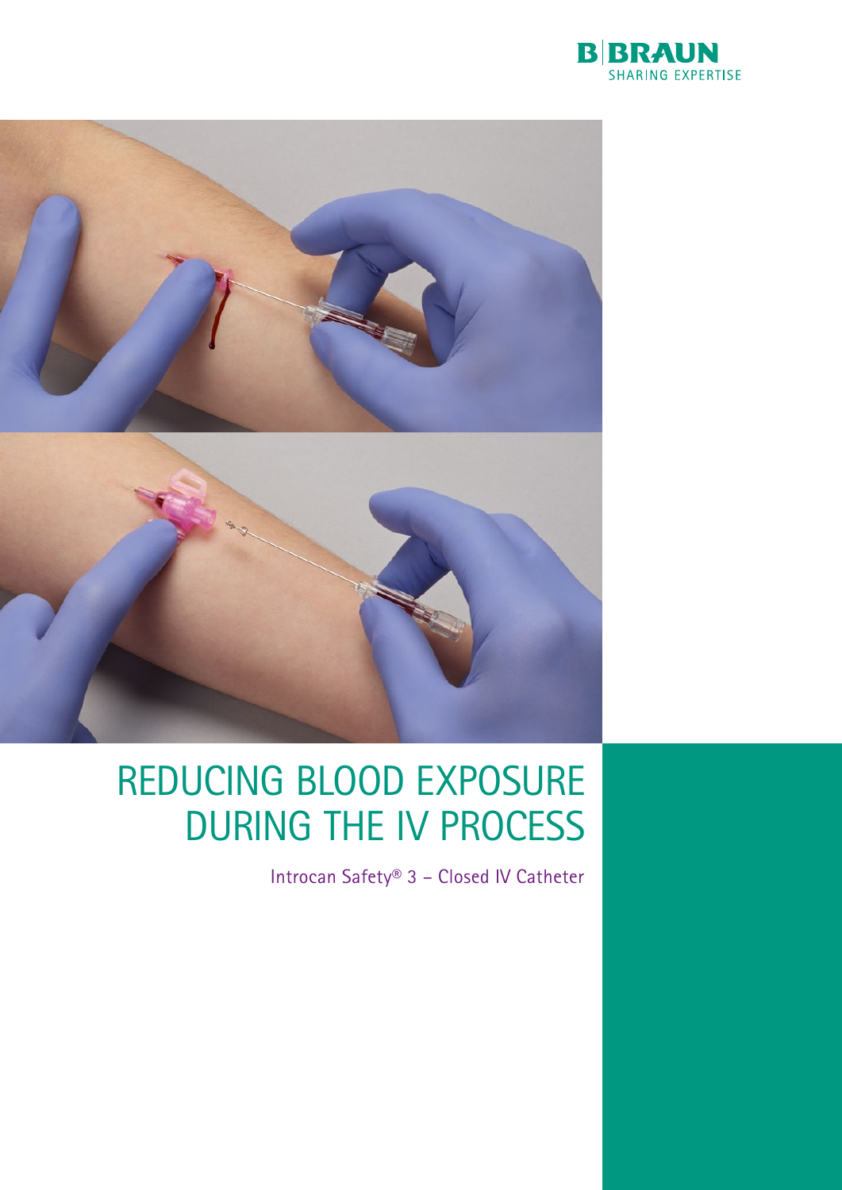B|BRAUN
SHARING EXPERTISE

# REDUCING BLOOD EXPOSURE DURING THE IV PROCESS

Introcan Safety® 3 – Closed IV Catheter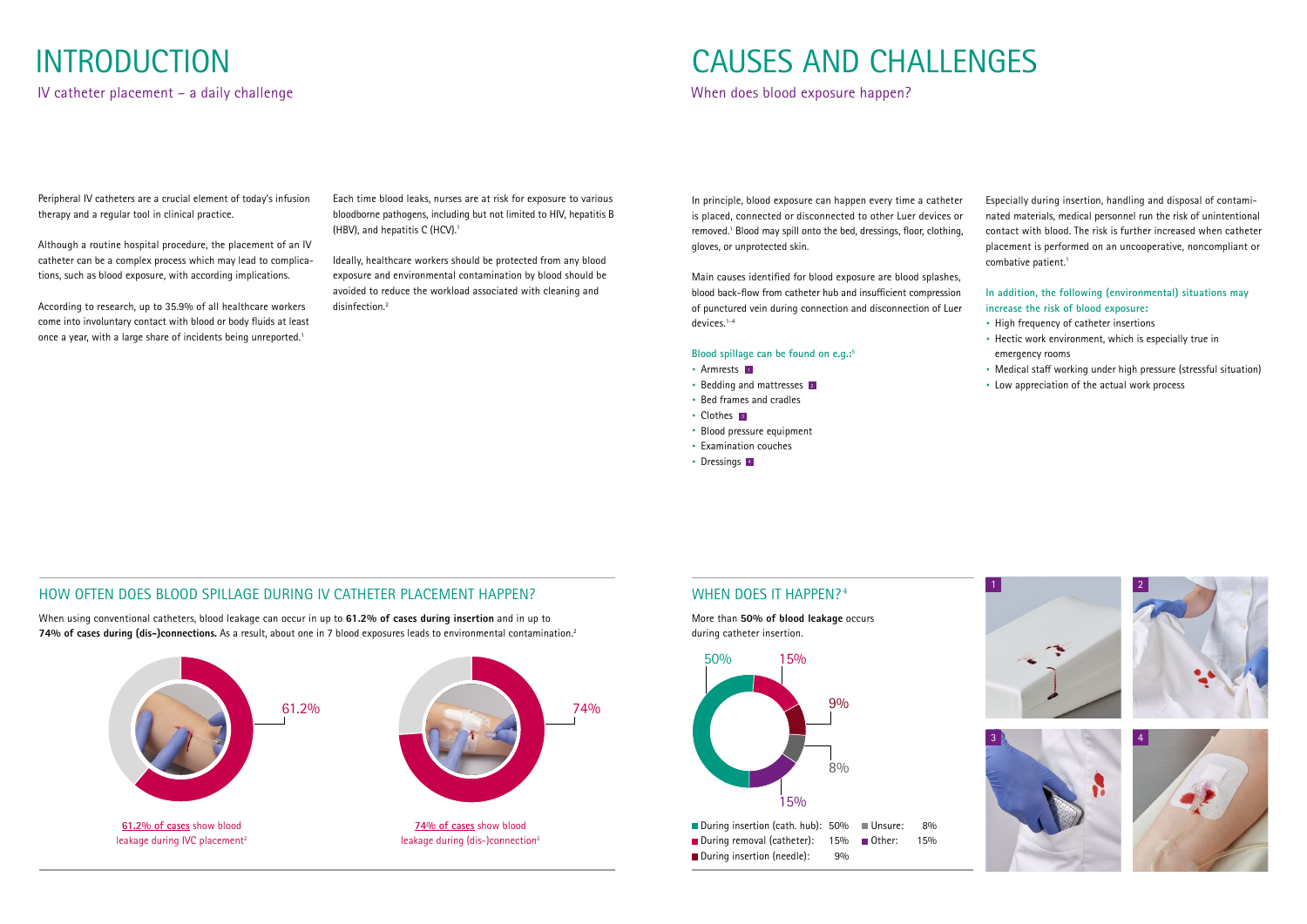# INTRODUCTION

## IV catheter placement – a daily challenge

Peripheral IV catheters are a crucial element of today's infusion therapy and a regular tool in clinical practice.

Although a routine hospital procedure, the placement of an IV catheter can be a complex process which may lead to complications, such as blood exposure, with according implications.

According to research, up to 35.9% of all healthcare workers come into involuntary contact with blood or body fluids at least once a year, with a large share of incidents being unreported.[1]

Each time blood leaks, nurses are at risk for exposure to various bloodborne pathogens, including but not limited to HIV, hepatitis B (HBV), and hepatitis C (HCV).[1]

Ideally, healthcare workers should be protected from any blood exposure and environmental contamination by blood should be avoided to reduce the workload associated with cleaning and disinfection.[2]

### HOW OFTEN DOES BLOOD SPILLAGE DURING IV CATHETER PLACEMENT HAPPEN?

When using conventional catheters, blood leakage can occur in up to **61.2% of cases during insertion** and in up to **74% of cases during (dis-)connections.** As a result, about one in 7 blood exposures leads to environmental contamination.[2]

61.2%

61.2% of cases show blood leakage during IVC placement[2]

74%

74% of cases show blood leakage during (dis-)connection[2]

# CAUSES AND CHALLENGES

## When does blood exposure happen?

In principle, blood exposure can happen every time a catheter is placed, connected or disconnected to other Luer devices or removed.[1] Blood may spill onto the bed, dressings, floor, clothing, gloves, or unprotected skin.

Main causes identified for blood exposure are blood splashes, blood back-flow from catheter hub and insufficient compression of punctured vein during connection and disconnection of Luer devices.[1-4]

**Blood spillage can be found on e.g.:[5]**

- Armrests 1
- Bedding and mattresses 2
- Bed frames and cradles
- Clothes 3
- Blood pressure equipment
- Examination couches
- Dressings 4

Especially during insertion, handling and disposal of contaminated materials, medical personnel run the risk of unintentional contact with blood. The risk is further increased when catheter placement is performed on an uncooperative, noncompliant or combative patient.[1]

**In addition, the following (environmental) situations may increase the risk of blood exposure:**

- High frequency of catheter insertions
- Hectic work environment, which is especially true in emergency rooms
- Medical staff working under high pressure (stressful situation)
- Low appreciation of the actual work process

### WHEN DOES IT HAPPEN?[4]

More than **50% of blood leakage** occurs during catheter insertion.

| Category | Share |
|---|---|
| During insertion (cath. hub) | 50% |
| During removal (catheter) | 15% |
| During insertion (needle) | 9% |
| Unsure | 8% |
| Other | 15% |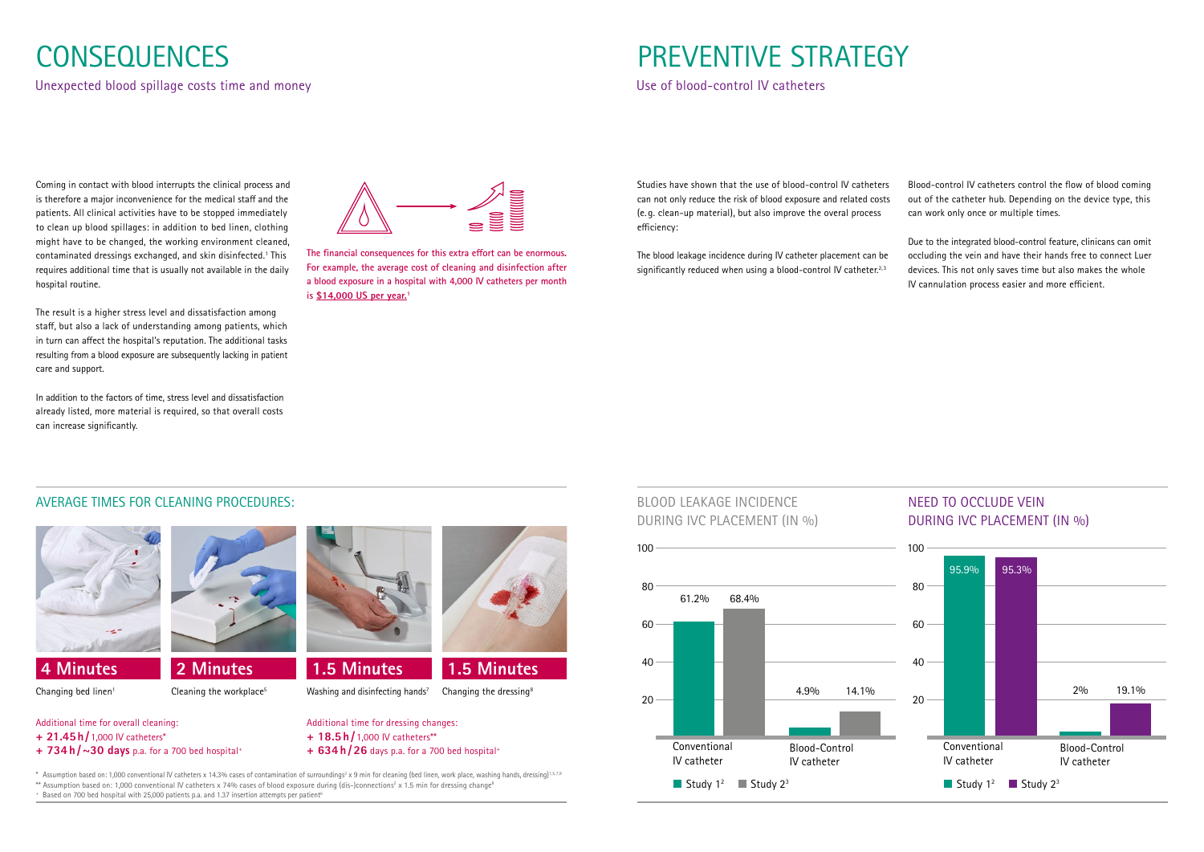# CONSEQUENCES

## Unexpected blood spillage costs time and money

Coming in contact with blood interrupts the clinical process and is therefore a major inconvenience for the medical staff and the patients. All clinical activities have to be stopped immediately to clean up blood spillages: in addition to bed linen, clothing might have to be changed, the working environment cleaned, contaminated dressings exchanged, and skin disinfected.[1] This requires additional time that is usually not available in the daily hospital routine.

The result is a higher stress level and dissatisfaction among staff, but also a lack of understanding among patients, which in turn can affect the hospital's reputation. The additional tasks resulting from a blood exposure are subsequently lacking in patient care and support.

In addition to the factors of time, stress level and dissatisfaction already listed, more material is required, so that overall costs can increase significantly.

The financial consequences for this extra effort can be enormous. For example, the average cost of cleaning and disinfection after a blood exposure in a hospital with 4,000 IV catheters per month is **$14,000 US per year.**[1]

### AVERAGE TIMES FOR CLEANING PROCEDURES:

| Time | Procedure |
|---|---|
| **4 Minutes** | Changing bed linen[1] |
| **2 Minutes** | Cleaning the workplace[5] |
| **1.5 Minutes** | Washing and disinfecting hands[7] |
| **1.5 Minutes** | Changing the dressing[8] |

Additional time for overall cleaning:
**+ 21.45 h /** 1,000 IV catheters*
**+ 734 h / ~30 days** p.a. for a 700 bed hospital⁺

Additional time for dressing changes:
**+ 18.5 h /** 1,000 IV catheters**
**+ 634 h / 26** days p.a. for a 700 bed hospital⁺

\* Assumption based on: 1,000 conventional IV catheters x 14.3% cases of contamination of surroundings[2] x 9 min for cleaning (bed linen, work place, washing hands, dressing)[1,5,7,8]
\** Assumption based on: 1,000 conventional IV catheters x 74% cases of blood exposure during (dis-)connections[2] x 1.5 min for dressing change[8]
⁺ Based on 700 bed hospital with 25,000 patients p.a. and 1.37 insertion attempts per patient[6]

# PREVENTIVE STRATEGY

## Use of blood-control IV catheters

Studies have shown that the use of blood-control IV catheters can not only reduce the risk of blood exposure and related costs (e.g. clean-up material), but also improve the overal process efficiency:

The blood leakage incidence during IV catheter placement can be significantly reduced when using a blood-control IV catheter.[2,3]

Blood-control IV catheters control the flow of blood coming out of the catheter hub. Depending on the device type, this can work only once or multiple times.

Due to the integrated blood-control feature, clinicans can omit occluding the vein and have their hands free to connect Luer devices. This not only saves time but also makes the whole IV cannulation process easier and more efficient.

### BLOOD LEAKAGE INCIDENCE DURING IVC PLACEMENT (IN %)

| | Study 1[2] | Study 2[3] |
|---|---|---|
| Conventional IV catheter | 61.2% | 68.4% |
| Blood-Control IV catheter | 4.9% | 14.1% |

### NEED TO OCCLUDE VEIN DURING IVC PLACEMENT (IN %)

| | Study 1[2] | Study 2[3] |
|---|---|---|
| Conventional IV catheter | 95.9% | 95.3% |
| Blood-Control IV catheter | 2% | 19.1% |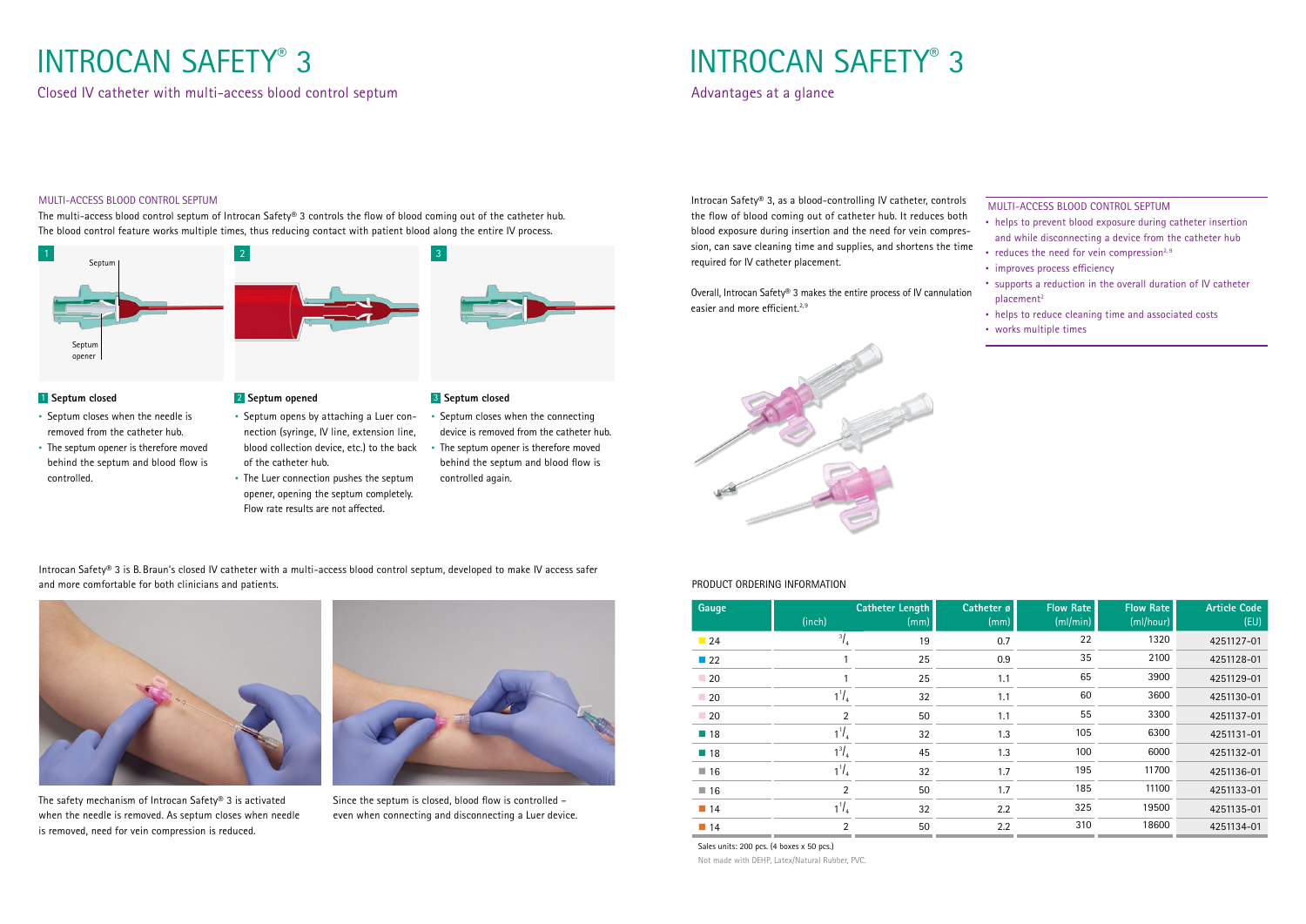# INTROCAN SAFETY® 3

## Closed IV catheter with multi-access blood control septum

### MULTI-ACCESS BLOOD CONTROL SEPTUM

The multi-access blood control septum of Introcan Safety® 3 controls the flow of blood coming out of the catheter hub. The blood control feature works multiple times, thus reducing contact with patient blood along the entire IV process.

1 Septum closed

- Septum closes when the needle is removed from the catheter hub.
- The septum opener is therefore moved behind the septum and blood flow is controlled.

2 Septum opened

- Septum opens by attaching a Luer connection (syringe, IV line, extension line, blood collection device, etc.) to the back of the catheter hub.
- The Luer connection pushes the septum opener, opening the septum completely. Flow rate results are not affected.

3 Septum closed

- Septum closes when the connecting device is removed from the catheter hub.
- The septum opener is therefore moved behind the septum and blood flow is controlled again.

Introcan Safety® 3 is B. Braun's closed IV catheter with a multi-access blood control septum, developed to make IV access safer and more comfortable for both clinicians and patients.

The safety mechanism of Introcan Safety® 3 is activated when the needle is removed. As septum closes when needle is removed, need for vein compression is reduced.

Since the septum is closed, blood flow is controlled – even when connecting and disconnecting a Luer device.

# INTROCAN SAFETY® 3

## Advantages at a glance

Introcan Safety® 3, as a blood-controlling IV catheter, controls the flow of blood coming out of catheter hub. It reduces both blood exposure during insertion and the need for vein compression, can save cleaning time and supplies, and shortens the time required for IV catheter placement.

Overall, Introcan Safety® 3 makes the entire process of IV cannulation easier and more efficient.[2,9]

### MULTI-ACCESS BLOOD CONTROL SEPTUM

- helps to prevent blood exposure during catheter insertion and while disconnecting a device from the catheter hub
- reduces the need for vein compression[2,9]
- improves process efficiency
- supports a reduction in the overall duration of IV catheter placement[2]
- helps to reduce cleaning time and associated costs
- works multiple times

### PRODUCT ORDERING INFORMATION

| Gauge | Catheter Length (inch) | Catheter Length (mm) | Catheter ø (mm) | Flow Rate (ml/min) | Flow Rate (ml/hour) | Article Code (EU) |
|---|---|---|---|---|---|---|
| 24 | 3/4 | 19 | 0.7 | 22 | 1320 | 4251127-01 |
| 22 | 1 | 25 | 0.9 | 35 | 2100 | 4251128-01 |
| 20 | 1 | 25 | 1.1 | 65 | 3900 | 4251129-01 |
| 20 | 1 1/4 | 32 | 1.1 | 60 | 3600 | 4251130-01 |
| 20 | 2 | 50 | 1.1 | 55 | 3300 | 4251137-01 |
| 18 | 1 1/4 | 32 | 1.3 | 105 | 6300 | 4251131-01 |
| 18 | 1 3/4 | 45 | 1.3 | 100 | 6000 | 4251132-01 |
| 16 | 1 1/4 | 32 | 1.7 | 195 | 11700 | 4251136-01 |
| 16 | 2 | 50 | 1.7 | 185 | 11100 | 4251133-01 |
| 14 | 1 1/4 | 32 | 2.2 | 325 | 19500 | 4251135-01 |
| 14 | 2 | 50 | 2.2 | 310 | 18600 | 4251134-01 |

Sales units: 200 pcs. (4 boxes x 50 pcs.)

Not made with DEHP, Latex/Natural Rubber, PVC.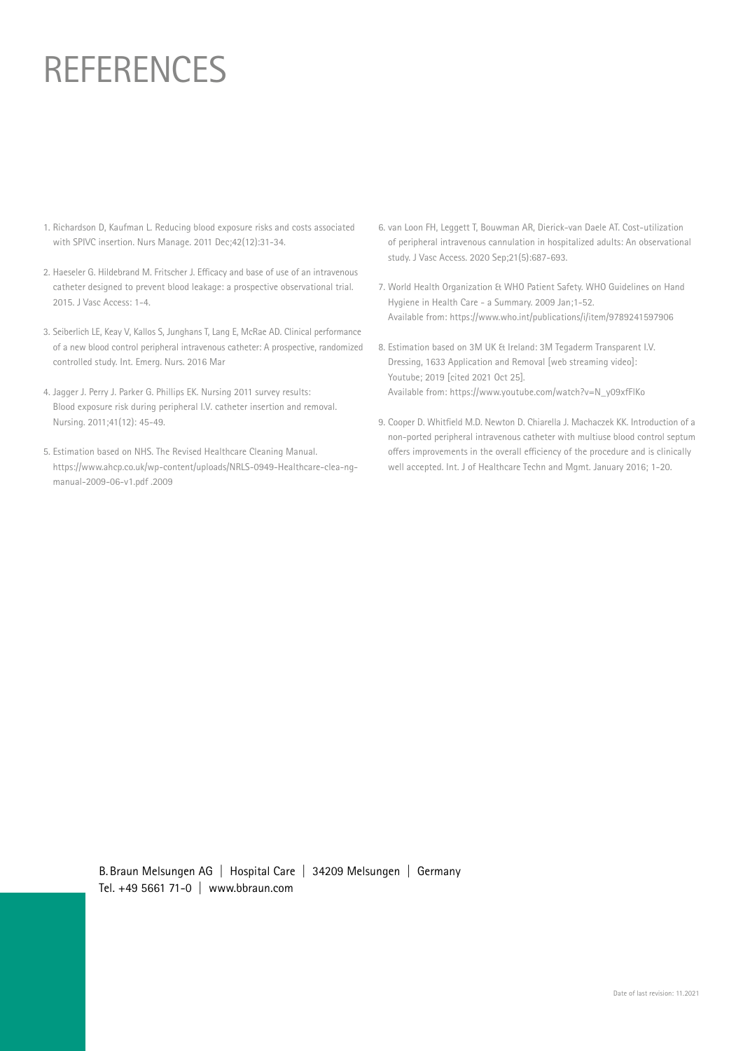# REFERENCES

1. Richardson D, Kaufman L. Reducing blood exposure risks and costs associated with SPIVC insertion. Nurs Manage. 2011 Dec;42(12):31-34.

2. Haeseler G. Hildebrand M. Fritscher J. Efficacy and base of use of an intravenous catheter designed to prevent blood leakage: a prospective observational trial. 2015. J Vasc Access: 1-4.

3. Seiberlich LE, Keay V, Kallos S, Junghans T, Lang E, McRae AD. Clinical performance of a new blood control peripheral intravenous catheter: A prospective, randomized controlled study. Int. Emerg. Nurs. 2016 Mar

4. Jagger J. Perry J. Parker G. Phillips EK. Nursing 2011 survey results: Blood exposure risk during peripheral I.V. catheter insertion and removal. Nursing. 2011;41(12): 45-49.

5. Estimation based on NHS. The Revised Healthcare Cleaning Manual. https://www.ahcp.co.uk/wp-content/uploads/NRLS-0949-Healthcare-clea-ng-manual-2009-06-v1.pdf .2009

6. van Loon FH, Leggett T, Bouwman AR, Dierick-van Daele AT. Cost-utilization of peripheral intravenous cannulation in hospitalized adults: An observational study. J Vasc Access. 2020 Sep;21(5):687-693.

7. World Health Organization & WHO Patient Safety. WHO Guidelines on Hand Hygiene in Health Care - a Summary. 2009 Jan;1-52. Available from: https://www.who.int/publications/i/item/9789241597906

8. Estimation based on 3M UK & Ireland: 3M Tegaderm Transparent I.V. Dressing, 1633 Application and Removal [web streaming video]: Youtube; 2019 [cited 2021 Oct 25]. Available from: https://www.youtube.com/watch?v=N_y09xfFlKo

9. Cooper D. Whitfield M.D. Newton D. Chiarella J. Machaczek KK. Introduction of a non-ported peripheral intravenous catheter with multiuse blood control septum offers improvements in the overall efficiency of the procedure and is clinically well accepted. Int. J of Healthcare Techn and Mgmt. January 2016; 1-20.

B. Braun Melsungen AG | Hospital Care | 34209 Melsungen | Germany
Tel. +49 5661 71-0 | www.bbraun.com

Date of last revision: 11.2021